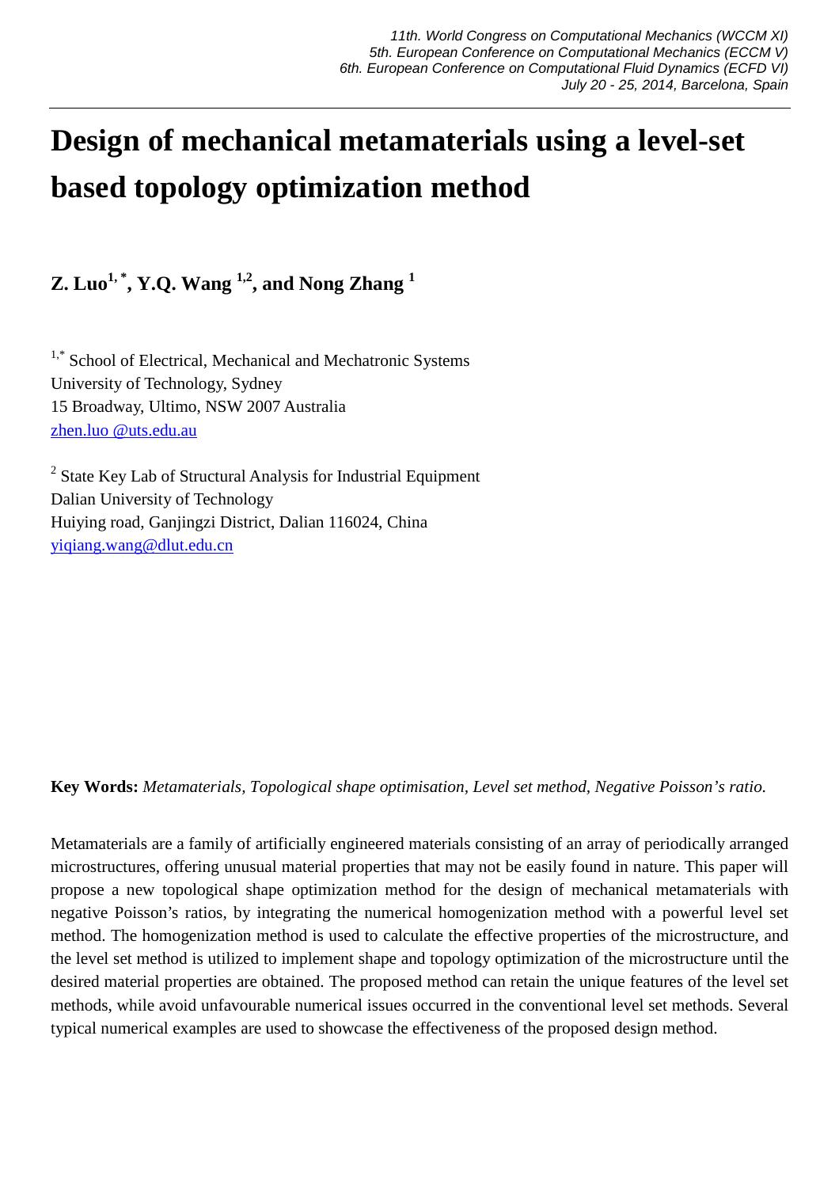# Design of mechanical metamaterials using a level-set based topology optimization method

**Z. Luo[1,*], Y.Q. Wang [1,2], and Nong Zhang [1]**

[1,*] School of Electrical, Mechanical and Mechatronic Systems
University of Technology, Sydney
15 Broadway, Ultimo, NSW 2007 Australia
zhen.luo @uts.edu.au

[2] State Key Lab of Structural Analysis for Industrial Equipment
Dalian University of Technology
Huiying road, Ganjingzi District, Dalian 116024, China
yiqiang.wang@dlut.edu.cn

**Key Words:** *Metamaterials, Topological shape optimisation, Level set method, Negative Poisson's ratio.*

Metamaterials are a family of artificially engineered materials consisting of an array of periodically arranged microstructures, offering unusual material properties that may not be easily found in nature. This paper will propose a new topological shape optimization method for the design of mechanical metamaterials with negative Poisson's ratios, by integrating the numerical homogenization method with a powerful level set method. The homogenization method is used to calculate the effective properties of the microstructure, and the level set method is utilized to implement shape and topology optimization of the microstructure until the desired material properties are obtained. The proposed method can retain the unique features of the level set methods, while avoid unfavourable numerical issues occurred in the conventional level set methods. Several typical numerical examples are used to showcase the effectiveness of the proposed design method.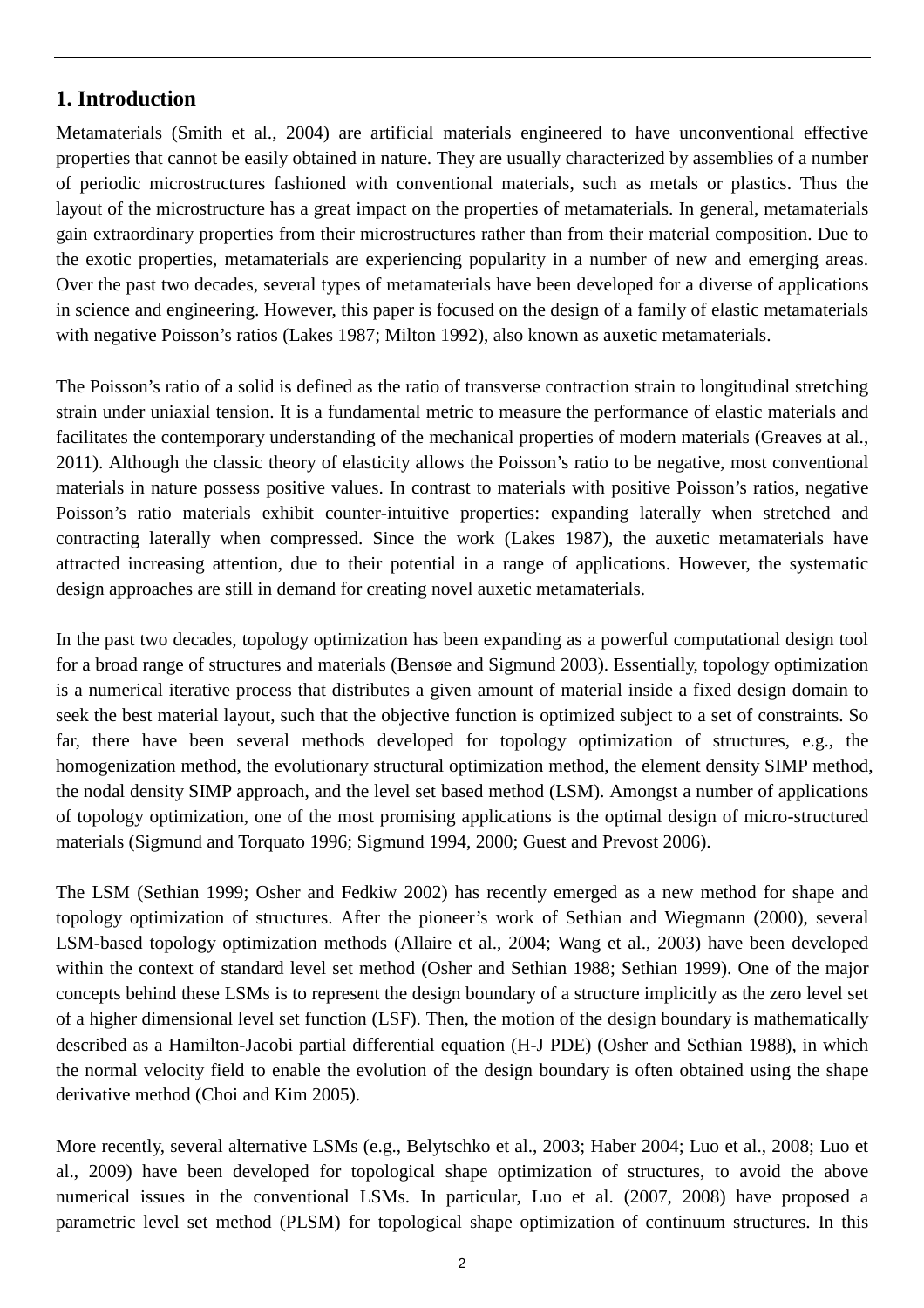## 1. Introduction

Metamaterials (Smith et al., 2004) are artificial materials engineered to have unconventional effective properties that cannot be easily obtained in nature. They are usually characterized by assemblies of a number of periodic microstructures fashioned with conventional materials, such as metals or plastics. Thus the layout of the microstructure has a great impact on the properties of metamaterials. In general, metamaterials gain extraordinary properties from their microstructures rather than from their material composition. Due to the exotic properties, metamaterials are experiencing popularity in a number of new and emerging areas. Over the past two decades, several types of metamaterials have been developed for a diverse of applications in science and engineering. However, this paper is focused on the design of a family of elastic metamaterials with negative Poisson's ratios (Lakes 1987; Milton 1992), also known as auxetic metamaterials.

The Poisson's ratio of a solid is defined as the ratio of transverse contraction strain to longitudinal stretching strain under uniaxial tension. It is a fundamental metric to measure the performance of elastic materials and facilitates the contemporary understanding of the mechanical properties of modern materials (Greaves at al., 2011). Although the classic theory of elasticity allows the Poisson's ratio to be negative, most conventional materials in nature possess positive values. In contrast to materials with positive Poisson's ratios, negative Poisson's ratio materials exhibit counter-intuitive properties: expanding laterally when stretched and contracting laterally when compressed. Since the work (Lakes 1987), the auxetic metamaterials have attracted increasing attention, due to their potential in a range of applications. However, the systematic design approaches are still in demand for creating novel auxetic metamaterials.

In the past two decades, topology optimization has been expanding as a powerful computational design tool for a broad range of structures and materials (Bensøe and Sigmund 2003). Essentially, topology optimization is a numerical iterative process that distributes a given amount of material inside a fixed design domain to seek the best material layout, such that the objective function is optimized subject to a set of constraints. So far, there have been several methods developed for topology optimization of structures, e.g., the homogenization method, the evolutionary structural optimization method, the element density SIMP method, the nodal density SIMP approach, and the level set based method (LSM). Amongst a number of applications of topology optimization, one of the most promising applications is the optimal design of micro-structured materials (Sigmund and Torquato 1996; Sigmund 1994, 2000; Guest and Prevost 2006).

The LSM (Sethian 1999; Osher and Fedkiw 2002) has recently emerged as a new method for shape and topology optimization of structures. After the pioneer's work of Sethian and Wiegmann (2000), several LSM-based topology optimization methods (Allaire et al., 2004; Wang et al., 2003) have been developed within the context of standard level set method (Osher and Sethian 1988; Sethian 1999). One of the major concepts behind these LSMs is to represent the design boundary of a structure implicitly as the zero level set of a higher dimensional level set function (LSF). Then, the motion of the design boundary is mathematically described as a Hamilton-Jacobi partial differential equation (H-J PDE) (Osher and Sethian 1988), in which the normal velocity field to enable the evolution of the design boundary is often obtained using the shape derivative method (Choi and Kim 2005).

More recently, several alternative LSMs (e.g., Belytschko et al., 2003; Haber 2004; Luo et al., 2008; Luo et al., 2009) have been developed for topological shape optimization of structures, to avoid the above numerical issues in the conventional LSMs. In particular, Luo et al. (2007, 2008) have proposed a parametric level set method (PLSM) for topological shape optimization of continuum structures. In this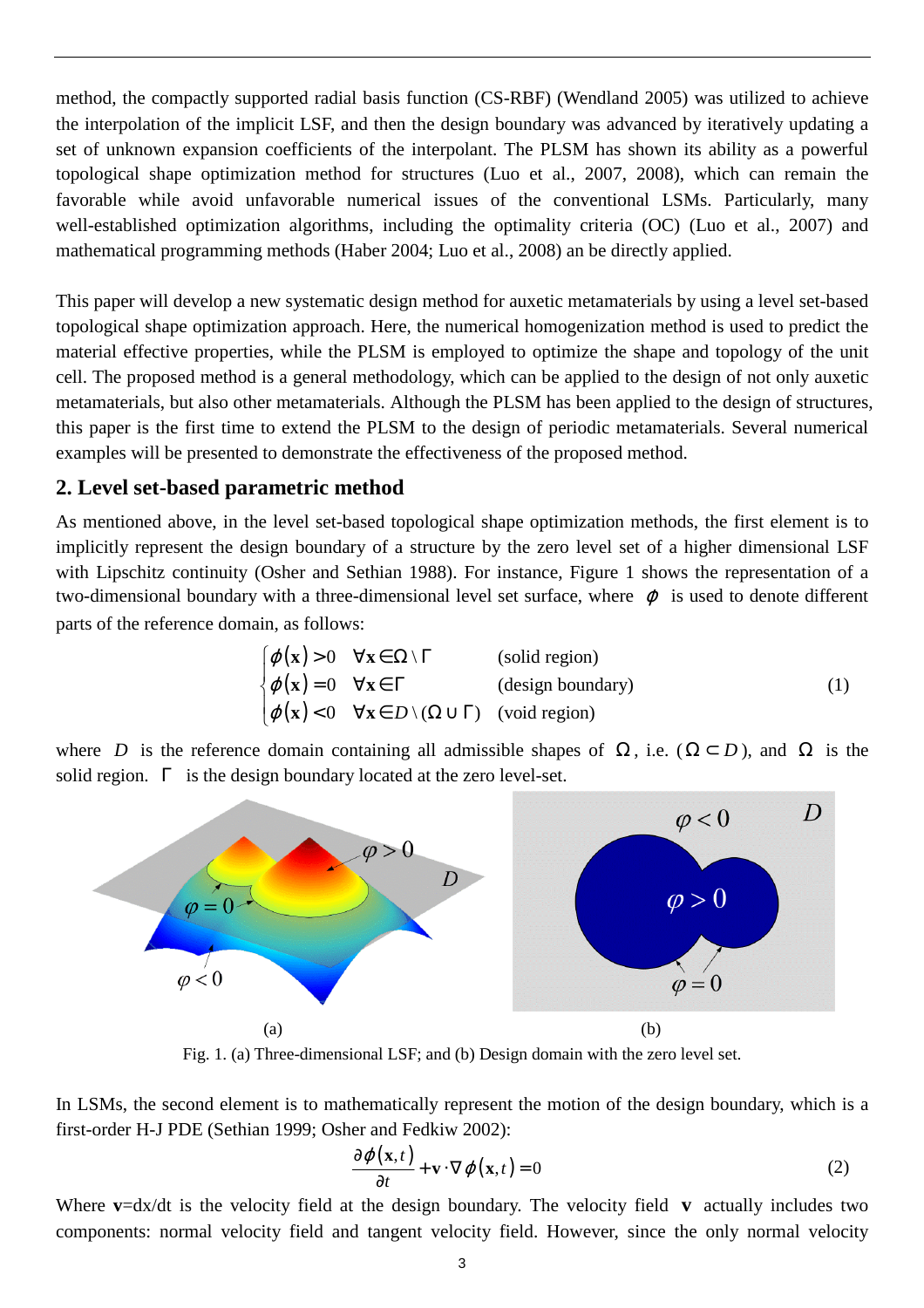method, the compactly supported radial basis function (CS-RBF) (Wendland 2005) was utilized to achieve the interpolation of the implicit LSF, and then the design boundary was advanced by iteratively updating a set of unknown expansion coefficients of the interpolant. The PLSM has shown its ability as a powerful topological shape optimization method for structures (Luo et al., 2007, 2008), which can remain the favorable while avoid unfavorable numerical issues of the conventional LSMs. Particularly, many well-established optimization algorithms, including the optimality criteria (OC) (Luo et al., 2007) and mathematical programming methods (Haber 2004; Luo et al., 2008) an be directly applied.

This paper will develop a new systematic design method for auxetic metamaterials by using a level set-based topological shape optimization approach. Here, the numerical homogenization method is used to predict the material effective properties, while the PLSM is employed to optimize the shape and topology of the unit cell. The proposed method is a general methodology, which can be applied to the design of not only auxetic metamaterials, but also other metamaterials. Although the PLSM has been applied to the design of structures, this paper is the first time to extend the PLSM to the design of periodic metamaterials. Several numerical examples will be presented to demonstrate the effectiveness of the proposed method.

## 2. Level set-based parametric method

As mentioned above, in the level set-based topological shape optimization methods, the first element is to implicitly represent the design boundary of a structure by the zero level set of a higher dimensional LSF with Lipschitz continuity (Osher and Sethian 1988). For instance, Figure 1 shows the representation of a two-dimensional boundary with a three-dimensional level set surface, where $\phi$ is used to denote different parts of the reference domain, as follows:

$$\begin{cases} \phi(\mathbf{x}) > 0 \quad \forall \mathbf{x} \in \Omega \setminus \Gamma & \text{(solid region)} \\ \phi(\mathbf{x}) = 0 \quad \forall \mathbf{x} \in \Gamma & \text{(design boundary)} \\ \phi(\mathbf{x}) < 0 \quad \forall \mathbf{x} \in D \setminus (\Omega \cup \Gamma) & \text{(void region)} \end{cases} \tag{1}$$

where $D$ is the reference domain containing all admissible shapes of $\Omega$, i.e. ($\Omega \subset D$), and $\Omega$ is the solid region. $\Gamma$ is the design boundary located at the zero level-set.

(a) (b)

Fig. 1. (a) Three-dimensional LSF; and (b) Design domain with the zero level set.

In LSMs, the second element is to mathematically represent the motion of the design boundary, which is a first-order H-J PDE (Sethian 1999; Osher and Fedkiw 2002):

$$\frac{\partial \phi(\mathbf{x},t)}{\partial t} + \mathbf{v} \cdot \nabla \phi(\mathbf{x},t) = 0 \tag{2}$$

Where $\mathbf{v}$=dx/dt is the velocity field at the design boundary. The velocity field $\mathbf{v}$ actually includes two components: normal velocity field and tangent velocity field. However, since the only normal velocity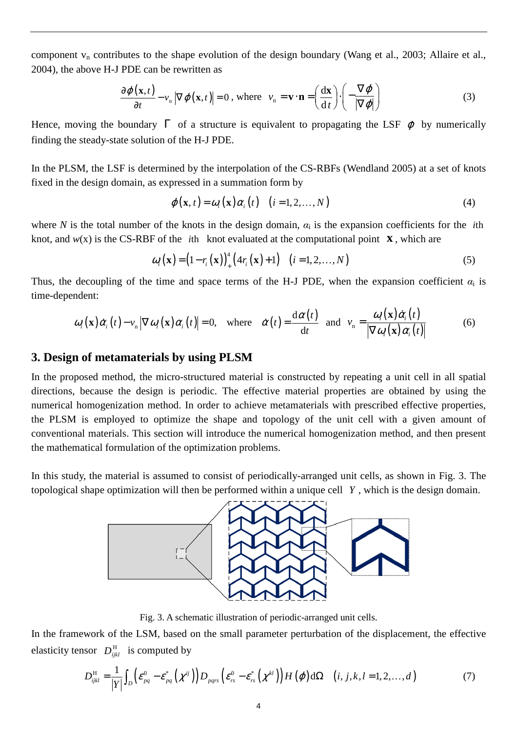component $v_n$ contributes to the shape evolution of the design boundary (Wang et al., 2003; Allaire et al., 2004), the above H-J PDE can be rewritten as

$$\frac{\partial \phi(\mathbf{x},t)}{\partial t} - v_n \left|\nabla \phi(\mathbf{x},t)\right| = 0 \text{, where } v_n = \mathbf{v} \cdot \mathbf{n} = \left(\frac{\mathrm{d}\mathbf{x}}{\mathrm{d}t}\right) \cdot \left(-\frac{\nabla \phi}{|\nabla \phi|}\right) \tag{3}$$

Hence, moving the boundary $\Gamma$ of a structure is equivalent to propagating the LSF $\phi$ by numerically finding the steady-state solution of the H-J PDE.

In the PLSM, the LSF is determined by the interpolation of the CS-RBFs (Wendland 2005) at a set of knots fixed in the design domain, as expressed in a summation form by

$$\phi(\mathbf{x},t) = \omega_i(\mathbf{x})\alpha_i(t) \quad (i = 1, 2, \ldots, N) \tag{4}$$

where $N$ is the total number of the knots in the design domain, $\alpha_i$ is the expansion coefficients for the $i$th knot, and $w(\mathrm{x})$ is the CS-RBF of the $i$th knot evaluated at the computational point $\mathbf{x}$, which are

$$\omega_i(\mathbf{x}) = \left(1 - r_i(\mathbf{x})\right)_+^4 \left(4r_i(\mathbf{x}) + 1\right) \quad (i = 1, 2, \ldots, N) \tag{5}$$

Thus, the decoupling of the time and space terms of the H-J PDE, when the expansion coefficient $\alpha_i$ is time-dependent:

$$\omega_i(\mathbf{x})\dot{\alpha}_i(t) - v_n \left|\nabla \omega_i(\mathbf{x})\alpha_i(t)\right| = 0, \quad \text{where} \quad \dot{\alpha}(t) = \frac{\mathrm{d}\alpha(t)}{\mathrm{d}t} \quad \text{and} \quad v_n = \frac{\omega_i(\mathbf{x})\dot{\alpha}_i(t)}{\left|\nabla \omega_i(\mathbf{x})\alpha_i(t)\right|} \tag{6}$$

## 3. Design of metamaterials by using PLSM

In the proposed method, the micro-structured material is constructed by repeating a unit cell in all spatial directions, because the design is periodic. The effective material properties are obtained by using the numerical homogenization method. In order to achieve metamaterials with prescribed effective properties, the PLSM is employed to optimize the shape and topology of the unit cell with a given amount of conventional materials. This section will introduce the numerical homogenization method, and then present the mathematical formulation of the optimization problems.

In this study, the material is assumed to consist of periodically-arranged unit cells, as shown in Fig. 3. The topological shape optimization will then be performed within a unique cell $Y$, which is the design domain.

Fig. 3. A schematic illustration of periodic-arranged unit cells.

In the framework of the LSM, based on the small parameter perturbation of the displacement, the effective elasticity tensor $D_{ijkl}^{\mathrm{H}}$ is computed by

$$D_{ijkl}^{\mathrm{H}} = \frac{1}{|Y|}\int_D \left(\varepsilon_{pq}^0 - \varepsilon_{pq}^*\left(\chi^{ij}\right)\right) D_{pqrs} \left(\varepsilon_{rs}^0 - \varepsilon_{rs}^*\left(\chi^{kl}\right)\right) H(\phi)\mathrm{d}\Omega \quad (i, j, k, l = 1, 2, \ldots, d) \tag{7}$$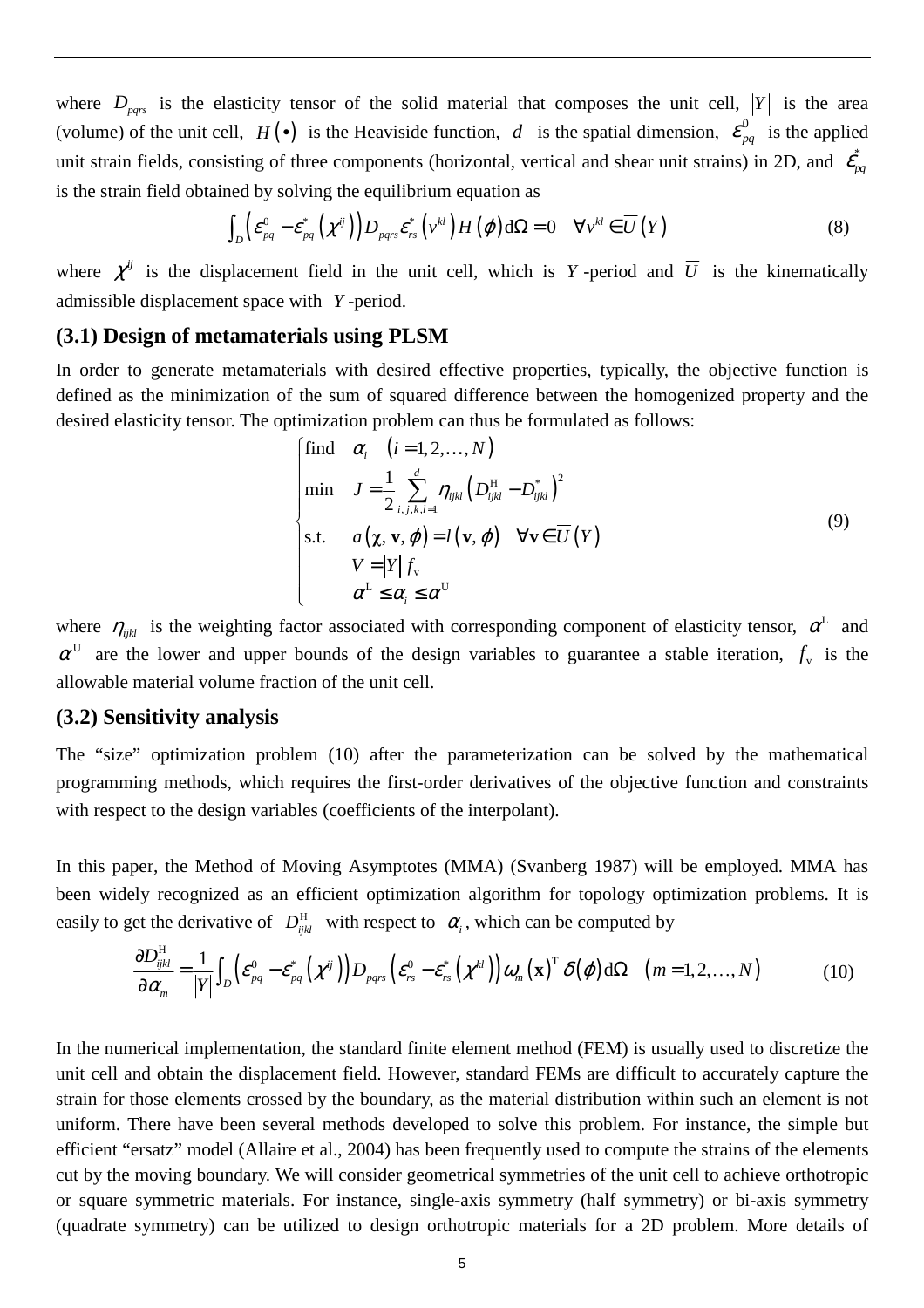where $D_{pqrs}$ is the elasticity tensor of the solid material that composes the unit cell, $|Y|$ is the area (volume) of the unit cell, $H(\bullet)$ is the Heaviside function, $d$ is the spatial dimension, $\varepsilon_{pq}^{0}$ is the applied unit strain fields, consisting of three components (horizontal, vertical and shear unit strains) in 2D, and $\varepsilon_{pq}^{*}$ is the strain field obtained by solving the equilibrium equation as

$$\int_{D}\left(\varepsilon_{pq}^{0}-\varepsilon_{pq}^{*}\left(\chi^{ij}\right)\right)D_{pqrs}\varepsilon_{rs}^{*}\left(v^{kl}\right)H(\phi)\mathrm{d}\Omega=0 \quad \forall v^{kl}\in\overline{U}(Y) \tag{8}$$

where $\chi^{ij}$ is the displacement field in the unit cell, which is $Y$-period and $\overline{U}$ is the kinematically admissible displacement space with $Y$-period.

### (3.1) Design of metamaterials using PLSM

In order to generate metamaterials with desired effective properties, typically, the objective function is defined as the minimization of the sum of squared difference between the homogenized property and the desired elasticity tensor. The optimization problem can thus be formulated as follows:

$$\begin{cases}\text{find} & \alpha_i \quad (i=1,2,\ldots,N)\\ \min & J=\dfrac{1}{2}\displaystyle\sum_{i,j,k,l=1}^{d}\eta_{ijkl}\left(D_{ijkl}^{\mathrm{H}}-D_{ijkl}^{*}\right)^{2}\\ \text{s.t.} & a(\boldsymbol{\chi},\mathbf{v},\phi)=l(\mathbf{v},\phi) \quad \forall\mathbf{v}\in\overline{U}(Y)\\ & V=|Y|\,f_{\mathrm{v}}\\ & \alpha^{\mathrm{L}}\le\alpha_i\le\alpha^{\mathrm{U}}\end{cases} \tag{9}$$

where $\eta_{ijkl}$ is the weighting factor associated with corresponding component of elasticity tensor, $\alpha^{\mathrm{L}}$ and $\alpha^{\mathrm{U}}$ are the lower and upper bounds of the design variables to guarantee a stable iteration, $f_{\mathrm{v}}$ is the allowable material volume fraction of the unit cell.

### (3.2) Sensitivity analysis

The "size" optimization problem (10) after the parameterization can be solved by the mathematical programming methods, which requires the first-order derivatives of the objective function and constraints with respect to the design variables (coefficients of the interpolant).

In this paper, the Method of Moving Asymptotes (MMA) (Svanberg 1987) will be employed. MMA has been widely recognized as an efficient optimization algorithm for topology optimization problems. It is easily to get the derivative of $D_{ijkl}^{\mathrm{H}}$ with respect to $\alpha_i$, which can be computed by

$$\frac{\partial D_{ijkl}^{\mathrm{H}}}{\partial\alpha_m}=\frac{1}{|Y|}\int_{D}\left(\varepsilon_{pq}^{0}-\varepsilon_{pq}^{*}\left(\chi^{ij}\right)\right)D_{pqrs}\left(\varepsilon_{rs}^{0}-\varepsilon_{rs}^{*}\left(\chi^{kl}\right)\right)\omega_m(\mathbf{x})^{\mathrm{T}}\delta(\phi)\mathrm{d}\Omega \quad (m=1,2,\ldots,N) \tag{10}$$

In the numerical implementation, the standard finite element method (FEM) is usually used to discretize the unit cell and obtain the displacement field. However, standard FEMs are difficult to accurately capture the strain for those elements crossed by the boundary, as the material distribution within such an element is not uniform. There have been several methods developed to solve this problem. For instance, the simple but efficient "ersatz" model (Allaire et al., 2004) has been frequently used to compute the strains of the elements cut by the moving boundary. We will consider geometrical symmetries of the unit cell to achieve orthotropic or square symmetric materials. For instance, single-axis symmetry (half symmetry) or bi-axis symmetry (quadrate symmetry) can be utilized to design orthotropic materials for a 2D problem. More details of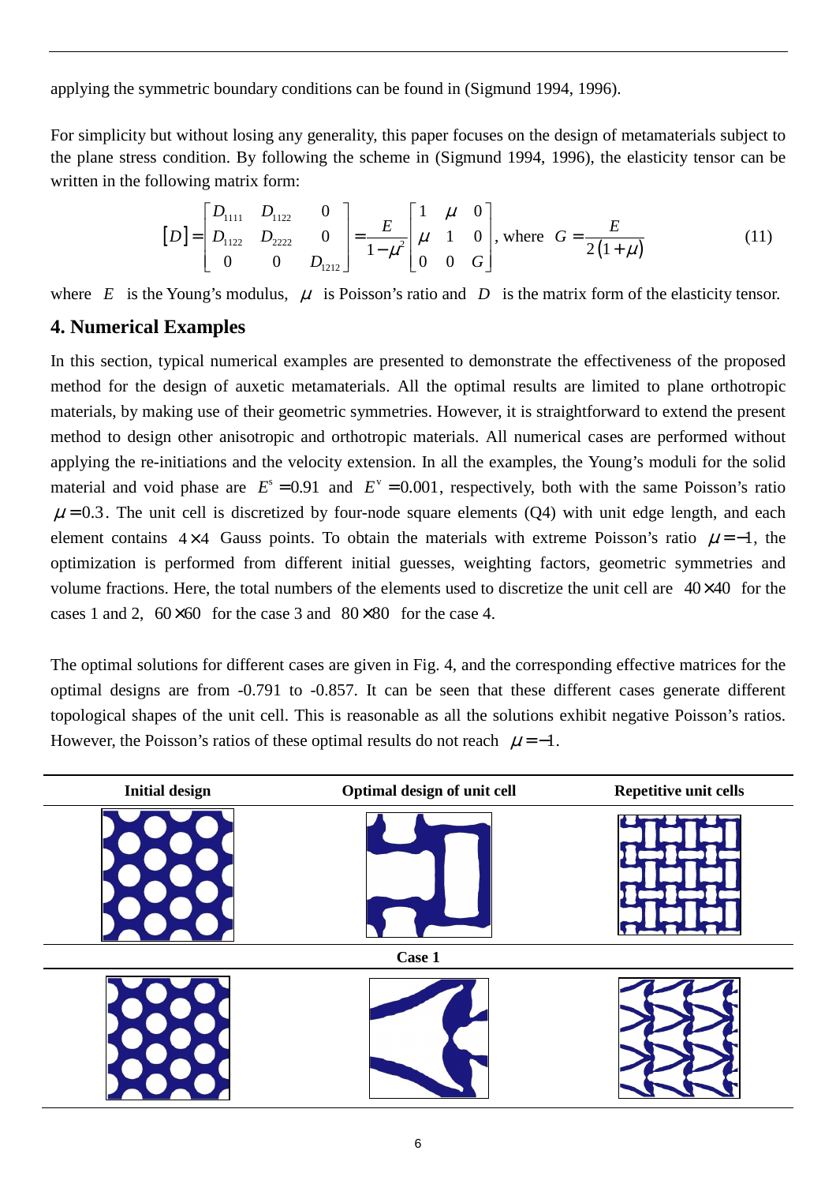applying the symmetric boundary conditions can be found in (Sigmund 1994, 1996).

For simplicity but without losing any generality, this paper focuses on the design of metamaterials subject to the plane stress condition. By following the scheme in (Sigmund 1994, 1996), the elasticity tensor can be written in the following matrix form:

$$[D]=\begin{bmatrix} D_{1111} & D_{1122} & 0 \\ D_{1122} & D_{2222} & 0 \\ 0 & 0 & D_{1212} \end{bmatrix}=\frac{E}{1-\mu^2}\begin{bmatrix} 1 & \mu & 0 \\ \mu & 1 & 0 \\ 0 & 0 & G \end{bmatrix}, \text{ where } G=\frac{E}{2(1+\mu)} \tag{11}$$

where $E$ is the Young's modulus, $\mu$ is Poisson's ratio and $D$ is the matrix form of the elasticity tensor.

## 4. Numerical Examples

In this section, typical numerical examples are presented to demonstrate the effectiveness of the proposed method for the design of auxetic metamaterials. All the optimal results are limited to plane orthotropic materials, by making use of their geometric symmetries. However, it is straightforward to extend the present method to design other anisotropic and orthotropic materials. All numerical cases are performed without applying the re-initiations and the velocity extension. In all the examples, the Young's moduli for the solid material and void phase are $E^s=0.91$ and $E^v=0.001$, respectively, both with the same Poisson's ratio $\mu=0.3$. The unit cell is discretized by four-node square elements (Q4) with unit edge length, and each element contains $4\times4$ Gauss points. To obtain the materials with extreme Poisson's ratio $\mu=-1$, the optimization is performed from different initial guesses, weighting factors, geometric symmetries and volume fractions. Here, the total numbers of the elements used to discretize the unit cell are $40\times40$ for the cases 1 and 2, $60\times60$ for the case 3 and $80\times80$ for the case 4.

The optimal solutions for different cases are given in Fig. 4, and the corresponding effective matrices for the optimal designs are from -0.791 to -0.857. It can be seen that these different cases generate different topological shapes of the unit cell. This is reasonable as all the solutions exhibit negative Poisson's ratios. However, the Poisson's ratios of these optimal results do not reach $\mu=-1$.

| Initial design | Optimal design of unit cell | Repetitive unit cells |
|---|---|---|
| | | |
| | **Case 1** | |
| | | |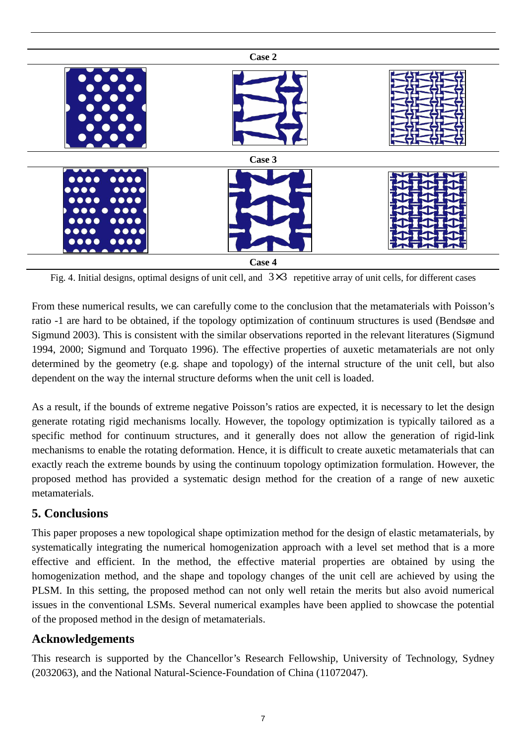Case 2

Case 3

Case 4

Fig. 4. Initial designs, optimal designs of unit cell, and $3\times3$ repetitive array of unit cells, for different cases

From these numerical results, we can carefully come to the conclusion that the metamaterials with Poisson's ratio -1 are hard to be obtained, if the topology optimization of continuum structures is used (Bendsøe and Sigmund 2003). This is consistent with the similar observations reported in the relevant literatures (Sigmund 1994, 2000; Sigmund and Torquato 1996). The effective properties of auxetic metamaterials are not only determined by the geometry (e.g. shape and topology) of the internal structure of the unit cell, but also dependent on the way the internal structure deforms when the unit cell is loaded.

As a result, if the bounds of extreme negative Poisson's ratios are expected, it is necessary to let the design generate rotating rigid mechanisms locally. However, the topology optimization is typically tailored as a specific method for continuum structures, and it generally does not allow the generation of rigid-link mechanisms to enable the rotating deformation. Hence, it is difficult to create auxetic metamaterials that can exactly reach the extreme bounds by using the continuum topology optimization formulation. However, the proposed method has provided a systematic design method for the creation of a range of new auxetic metamaterials.

## 5. Conclusions

This paper proposes a new topological shape optimization method for the design of elastic metamaterials, by systematically integrating the numerical homogenization approach with a level set method that is a more effective and efficient. In the method, the effective material properties are obtained by using the homogenization method, and the shape and topology changes of the unit cell are achieved by using the PLSM. In this setting, the proposed method can not only well retain the merits but also avoid numerical issues in the conventional LSMs. Several numerical examples have been applied to showcase the potential of the proposed method in the design of metamaterials.

## Acknowledgements

This research is supported by the Chancellor's Research Fellowship, University of Technology, Sydney (2032063), and the National Natural-Science-Foundation of China (11072047).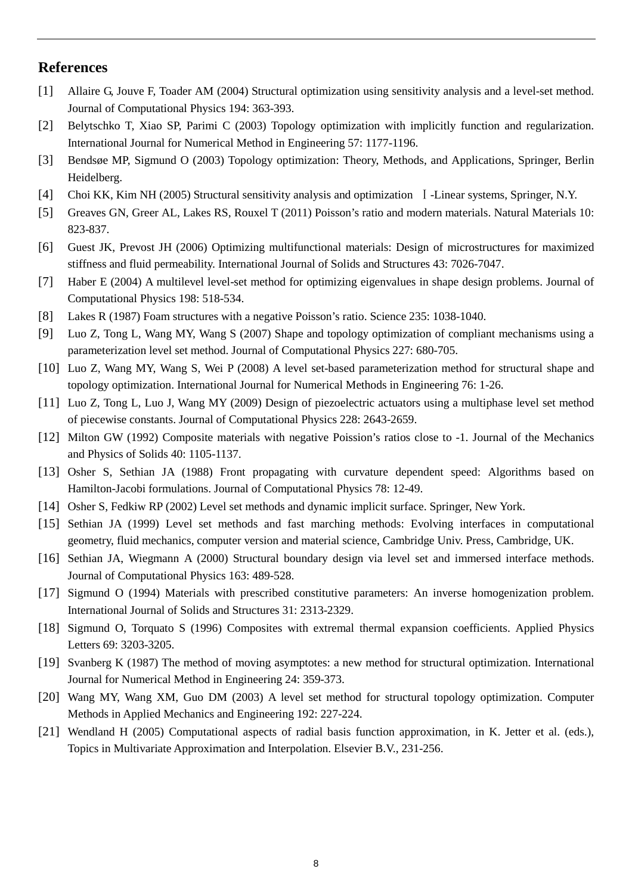## References

[1] Allaire G, Jouve F, Toader AM (2004) Structural optimization using sensitivity analysis and a level-set method. Journal of Computational Physics 194: 363-393.

[2] Belytschko T, Xiao SP, Parimi C (2003) Topology optimization with implicitly function and regularization. International Journal for Numerical Method in Engineering 57: 1177-1196.

[3] Bendsøe MP, Sigmund O (2003) Topology optimization: Theory, Methods, and Applications, Springer, Berlin Heidelberg.

[4] Choi KK, Kim NH (2005) Structural sensitivity analysis and optimization Ⅰ-Linear systems, Springer, N.Y.

[5] Greaves GN, Greer AL, Lakes RS, Rouxel T (2011) Poisson's ratio and modern materials. Natural Materials 10: 823-837.

[6] Guest JK, Prevost JH (2006) Optimizing multifunctional materials: Design of microstructures for maximized stiffness and fluid permeability. International Journal of Solids and Structures 43: 7026-7047.

[7] Haber E (2004) A multilevel level-set method for optimizing eigenvalues in shape design problems. Journal of Computational Physics 198: 518-534.

[8] Lakes R (1987) Foam structures with a negative Poisson's ratio. Science 235: 1038-1040.

[9] Luo Z, Tong L, Wang MY, Wang S (2007) Shape and topology optimization of compliant mechanisms using a parameterization level set method. Journal of Computational Physics 227: 680-705.

[10] Luo Z, Wang MY, Wang S, Wei P (2008) A level set-based parameterization method for structural shape and topology optimization. International Journal for Numerical Methods in Engineering 76: 1-26.

[11] Luo Z, Tong L, Luo J, Wang MY (2009) Design of piezoelectric actuators using a multiphase level set method of piecewise constants. Journal of Computational Physics 228: 2643-2659.

[12] Milton GW (1992) Composite materials with negative Poission's ratios close to -1. Journal of the Mechanics and Physics of Solids 40: 1105-1137.

[13] Osher S, Sethian JA (1988) Front propagating with curvature dependent speed: Algorithms based on Hamilton-Jacobi formulations. Journal of Computational Physics 78: 12-49.

[14] Osher S, Fedkiw RP (2002) Level set methods and dynamic implicit surface. Springer, New York.

[15] Sethian JA (1999) Level set methods and fast marching methods: Evolving interfaces in computational geometry, fluid mechanics, computer version and material science, Cambridge Univ. Press, Cambridge, UK.

[16] Sethian JA, Wiegmann A (2000) Structural boundary design via level set and immersed interface methods. Journal of Computational Physics 163: 489-528.

[17] Sigmund O (1994) Materials with prescribed constitutive parameters: An inverse homogenization problem. International Journal of Solids and Structures 31: 2313-2329.

[18] Sigmund O, Torquato S (1996) Composites with extremal thermal expansion coefficients. Applied Physics Letters 69: 3203-3205.

[19] Svanberg K (1987) The method of moving asymptotes: a new method for structural optimization. International Journal for Numerical Method in Engineering 24: 359-373.

[20] Wang MY, Wang XM, Guo DM (2003) A level set method for structural topology optimization. Computer Methods in Applied Mechanics and Engineering 192: 227-224.

[21] Wendland H (2005) Computational aspects of radial basis function approximation, in K. Jetter et al. (eds.), Topics in Multivariate Approximation and Interpolation. Elsevier B.V., 231-256.